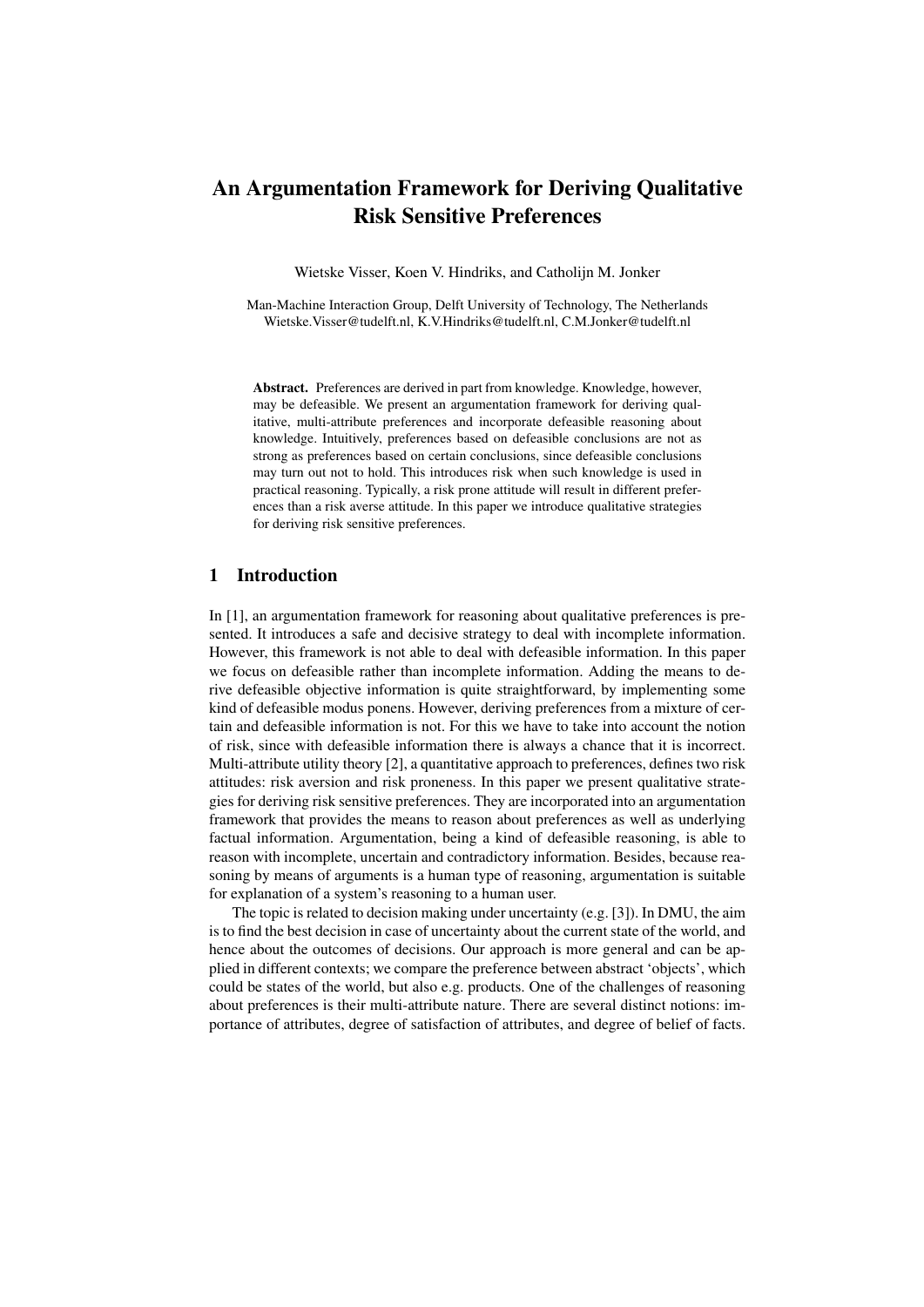# An Argumentation Framework for Deriving Qualitative Risk Sensitive Preferences

Wietske Visser, Koen V. Hindriks, and Catholijn M. Jonker

Man-Machine Interaction Group, Delft University of Technology, The Netherlands
Wietske.Visser@tudelft.nl, K.V.Hindriks@tudelft.nl, C.M.Jonker@tudelft.nl

**Abstract.** Preferences are derived in part from knowledge. Knowledge, however, may be defeasible. We present an argumentation framework for deriving qualitative, multi-attribute preferences and incorporate defeasible reasoning about knowledge. Intuitively, preferences based on defeasible conclusions are not as strong as preferences based on certain conclusions, since defeasible conclusions may turn out not to hold. This introduces risk when such knowledge is used in practical reasoning. Typically, a risk prone attitude will result in different preferences than a risk averse attitude. In this paper we introduce qualitative strategies for deriving risk sensitive preferences.

## 1 Introduction

In [1], an argumentation framework for reasoning about qualitative preferences is presented. It introduces a safe and decisive strategy to deal with incomplete information. However, this framework is not able to deal with defeasible information. In this paper we focus on defeasible rather than incomplete information. Adding the means to derive defeasible objective information is quite straightforward, by implementing some kind of defeasible modus ponens. However, deriving preferences from a mixture of certain and defeasible information is not. For this we have to take into account the notion of risk, since with defeasible information there is always a chance that it is incorrect. Multi-attribute utility theory [2], a quantitative approach to preferences, defines two risk attitudes: risk aversion and risk proneness. In this paper we present qualitative strategies for deriving risk sensitive preferences. They are incorporated into an argumentation framework that provides the means to reason about preferences as well as underlying factual information. Argumentation, being a kind of defeasible reasoning, is able to reason with incomplete, uncertain and contradictory information. Besides, because reasoning by means of arguments is a human type of reasoning, argumentation is suitable for explanation of a system's reasoning to a human user.

The topic is related to decision making under uncertainty (e.g. [3]). In DMU, the aim is to find the best decision in case of uncertainty about the current state of the world, and hence about the outcomes of decisions. Our approach is more general and can be applied in different contexts; we compare the preference between abstract 'objects', which could be states of the world, but also e.g. products. One of the challenges of reasoning about preferences is their multi-attribute nature. There are several distinct notions: importance of attributes, degree of satisfaction of attributes, and degree of belief of facts.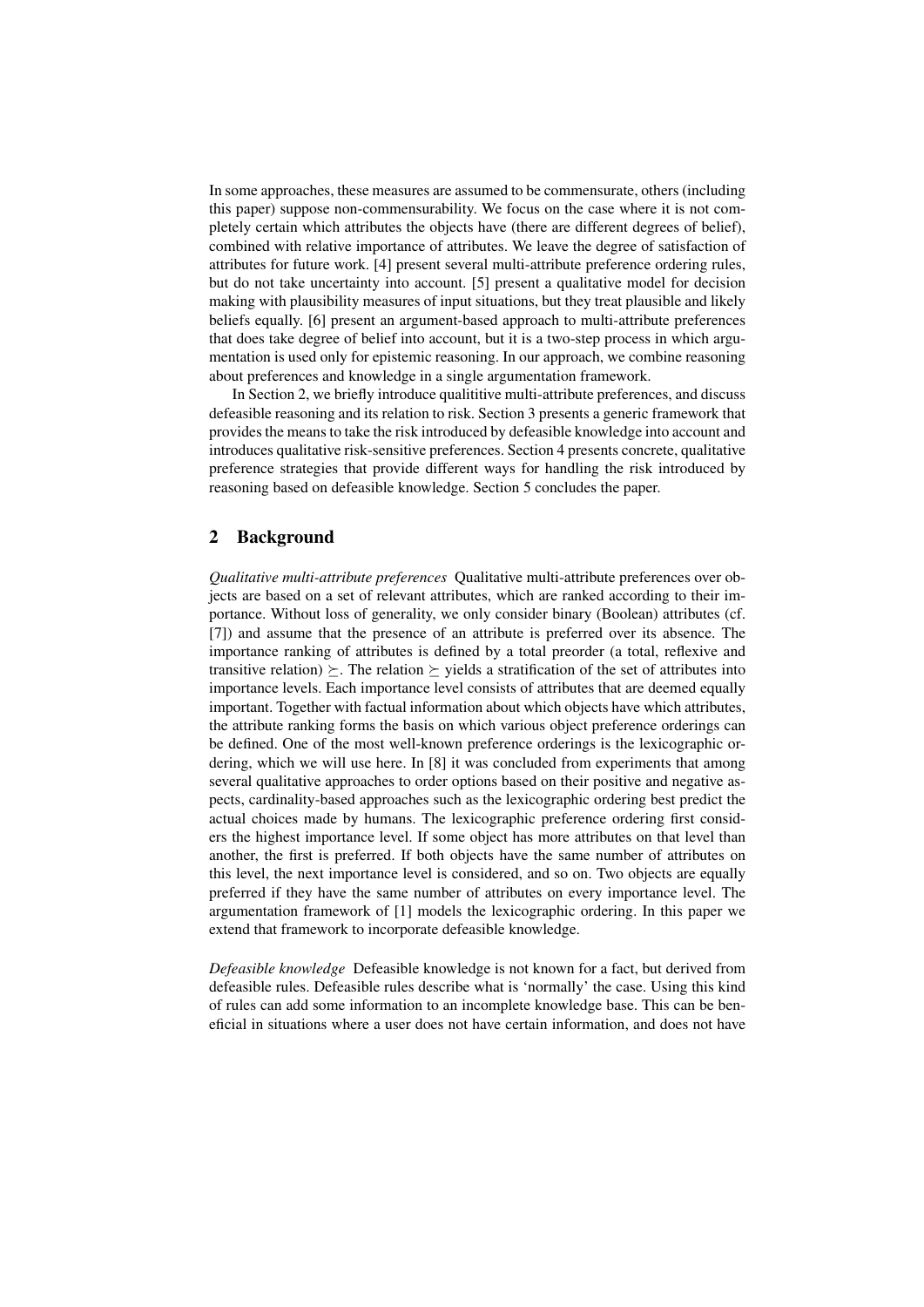In some approaches, these measures are assumed to be commensurate, others (including this paper) suppose non-commensurability. We focus on the case where it is not completely certain which attributes the objects have (there are different degrees of belief), combined with relative importance of attributes. We leave the degree of satisfaction of attributes for future work. [4] present several multi-attribute preference ordering rules, but do not take uncertainty into account. [5] present a qualitative model for decision making with plausibility measures of input situations, but they treat plausible and likely beliefs equally. [6] present an argument-based approach to multi-attribute preferences that does take degree of belief into account, but it is a two-step process in which argumentation is used only for epistemic reasoning. In our approach, we combine reasoning about preferences and knowledge in a single argumentation framework.

In Section 2, we briefly introduce qualititive multi-attribute preferences, and discuss defeasible reasoning and its relation to risk. Section 3 presents a generic framework that provides the means to take the risk introduced by defeasible knowledge into account and introduces qualitative risk-sensitive preferences. Section 4 presents concrete, qualitative preference strategies that provide different ways for handling the risk introduced by reasoning based on defeasible knowledge. Section 5 concludes the paper.

## 2 Background

*Qualitative multi-attribute preferences* Qualitative multi-attribute preferences over objects are based on a set of relevant attributes, which are ranked according to their importance. Without loss of generality, we only consider binary (Boolean) attributes (cf. [7]) and assume that the presence of an attribute is preferred over its absence. The importance ranking of attributes is defined by a total preorder (a total, reflexive and transitive relation) $\succeq$. The relation $\succeq$ yields a stratification of the set of attributes into importance levels. Each importance level consists of attributes that are deemed equally important. Together with factual information about which objects have which attributes, the attribute ranking forms the basis on which various object preference orderings can be defined. One of the most well-known preference orderings is the lexicographic ordering, which we will use here. In [8] it was concluded from experiments that among several qualitative approaches to order options based on their positive and negative aspects, cardinality-based approaches such as the lexicographic ordering best predict the actual choices made by humans. The lexicographic preference ordering first considers the highest importance level. If some object has more attributes on that level than another, the first is preferred. If both objects have the same number of attributes on this level, the next importance level is considered, and so on. Two objects are equally preferred if they have the same number of attributes on every importance level. The argumentation framework of [1] models the lexicographic ordering. In this paper we extend that framework to incorporate defeasible knowledge.

*Defeasible knowledge* Defeasible knowledge is not known for a fact, but derived from defeasible rules. Defeasible rules describe what is 'normally' the case. Using this kind of rules can add some information to an incomplete knowledge base. This can be beneficial in situations where a user does not have certain information, and does not have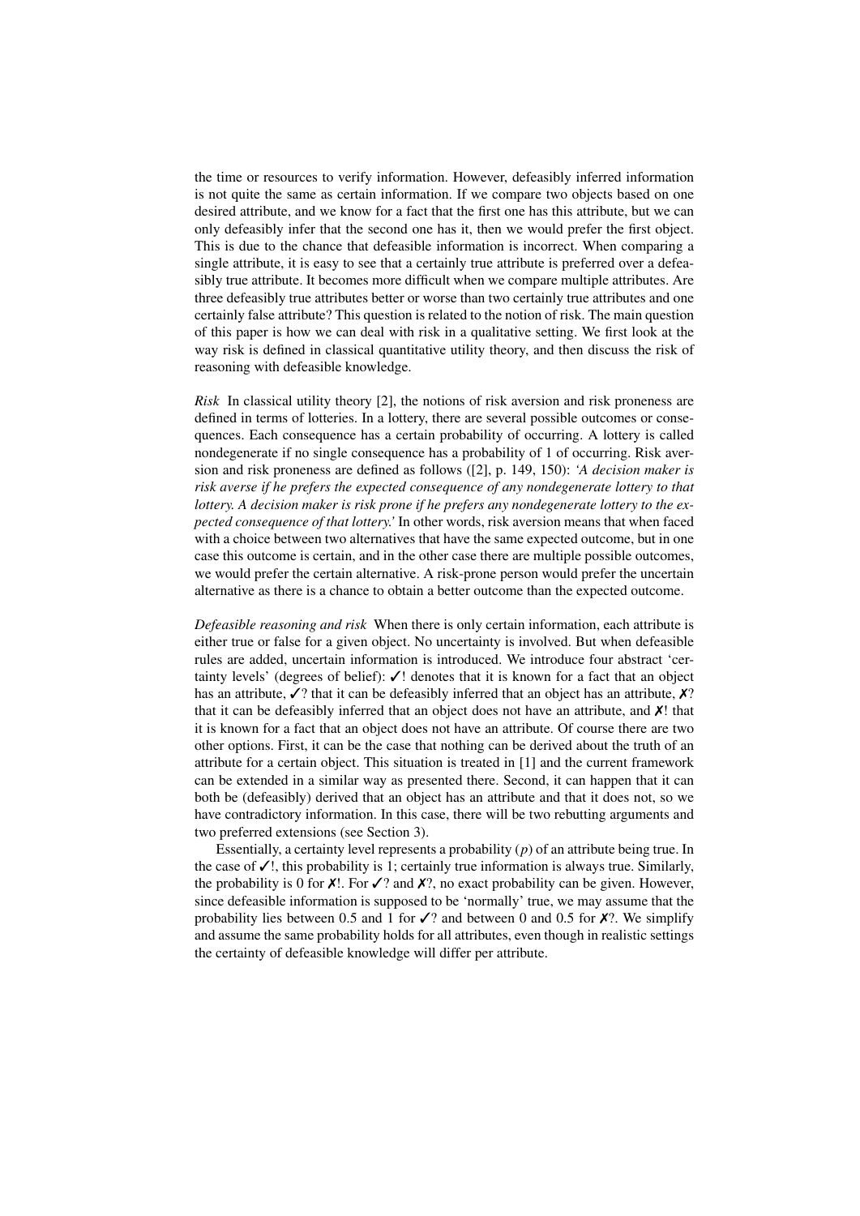the time or resources to verify information. However, defeasibly inferred information is not quite the same as certain information. If we compare two objects based on one desired attribute, and we know for a fact that the first one has this attribute, but we can only defeasibly infer that the second one has it, then we would prefer the first object. This is due to the chance that defeasible information is incorrect. When comparing a single attribute, it is easy to see that a certainly true attribute is preferred over a defeasibly true attribute. It becomes more difficult when we compare multiple attributes. Are three defeasibly true attributes better or worse than two certainly true attributes and one certainly false attribute? This question is related to the notion of risk. The main question of this paper is how we can deal with risk in a qualitative setting. We first look at the way risk is defined in classical quantitative utility theory, and then discuss the risk of reasoning with defeasible knowledge.

*Risk* In classical utility theory [2], the notions of risk aversion and risk proneness are defined in terms of lotteries. In a lottery, there are several possible outcomes or consequences. Each consequence has a certain probability of occurring. A lottery is called nondegenerate if no single consequence has a probability of 1 of occurring. Risk aversion and risk proneness are defined as follows ([2], p. 149, 150): *'A decision maker is risk averse if he prefers the expected consequence of any nondegenerate lottery to that lottery. A decision maker is risk prone if he prefers any nondegenerate lottery to the expected consequence of that lottery.'* In other words, risk aversion means that when faced with a choice between two alternatives that have the same expected outcome, but in one case this outcome is certain, and in the other case there are multiple possible outcomes, we would prefer the certain alternative. A risk-prone person would prefer the uncertain alternative as there is a chance to obtain a better outcome than the expected outcome.

*Defeasible reasoning and risk* When there is only certain information, each attribute is either true or false for a given object. No uncertainty is involved. But when defeasible rules are added, uncertain information is introduced. We introduce four abstract 'certainty levels' (degrees of belief): ✓! denotes that it is known for a fact that an object has an attribute, ✓? that it can be defeasibly inferred that an object has an attribute, ✗? that it can be defeasibly inferred that an object does not have an attribute, and ✗! that it is known for a fact that an object does not have an attribute. Of course there are two other options. First, it can be the case that nothing can be derived about the truth of an attribute for a certain object. This situation is treated in [1] and the current framework can be extended in a similar way as presented there. Second, it can happen that it can both be (defeasibly) derived that an object has an attribute and that it does not, so we have contradictory information. In this case, there will be two rebutting arguments and two preferred extensions (see Section 3).

Essentially, a certainty level represents a probability ($p$) of an attribute being true. In the case of ✓!, this probability is 1; certainly true information is always true. Similarly, the probability is 0 for ✗!. For ✓? and ✗?, no exact probability can be given. However, since defeasible information is supposed to be 'normally' true, we may assume that the probability lies between 0.5 and 1 for ✓? and between 0 and 0.5 for ✗?. We simplify and assume the same probability holds for all attributes, even though in realistic settings the certainty of defeasible knowledge will differ per attribute.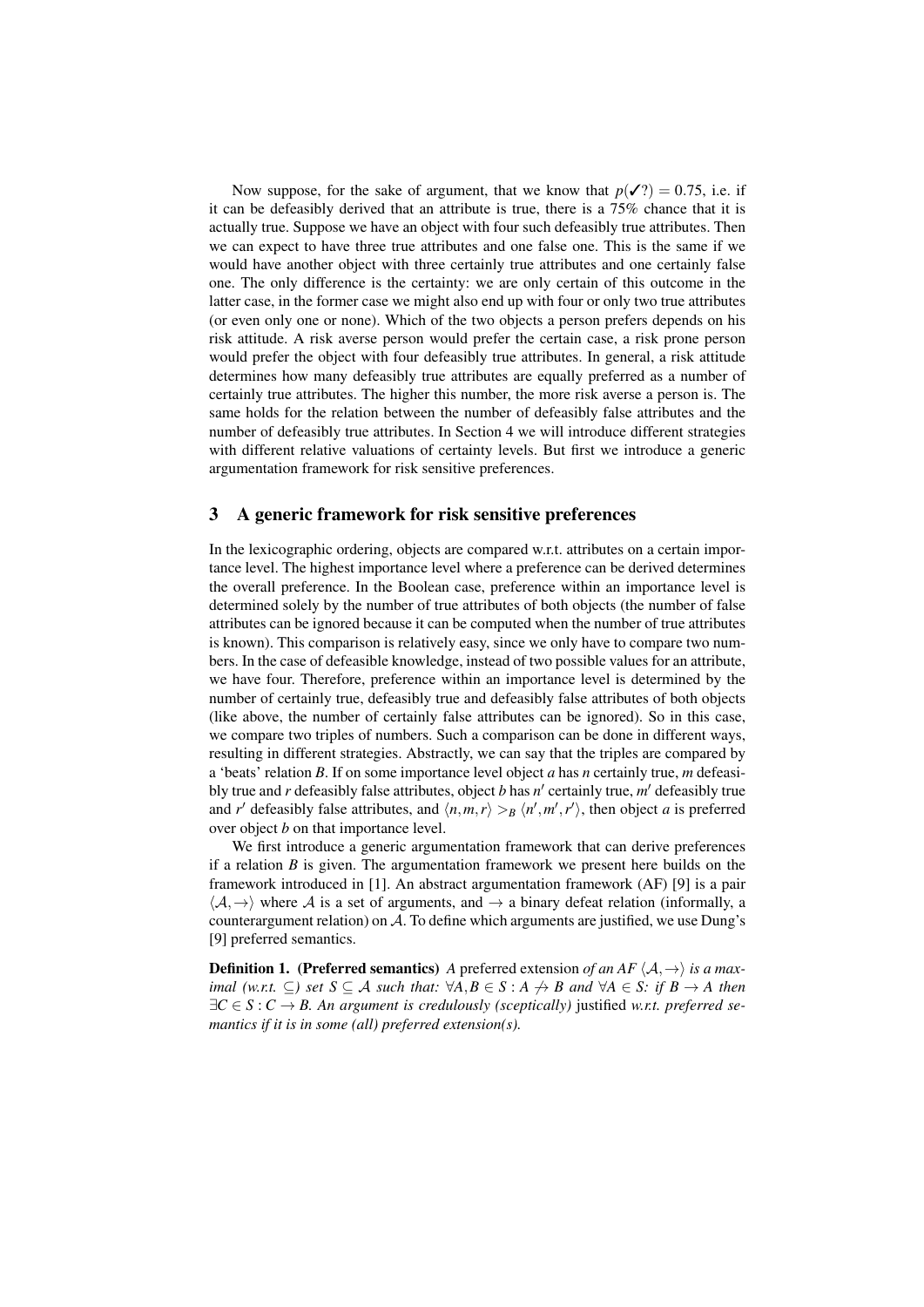Now suppose, for the sake of argument, that we know that $p(\checkmark?) = 0.75$, i.e. if it can be defeasibly derived that an attribute is true, there is a 75% chance that it is actually true. Suppose we have an object with four such defeasibly true attributes. Then we can expect to have three true attributes and one false one. This is the same if we would have another object with three certainly true attributes and one certainly false one. The only difference is the certainty: we are only certain of this outcome in the latter case, in the former case we might also end up with four or only two true attributes (or even only one or none). Which of the two objects a person prefers depends on his risk attitude. A risk averse person would prefer the certain case, a risk prone person would prefer the object with four defeasibly true attributes. In general, a risk attitude determines how many defeasibly true attributes are equally preferred as a number of certainly true attributes. The higher this number, the more risk averse a person is. The same holds for the relation between the number of defeasibly false attributes and the number of defeasibly true attributes. In Section 4 we will introduce different strategies with different relative valuations of certainty levels. But first we introduce a generic argumentation framework for risk sensitive preferences.

## 3 A generic framework for risk sensitive preferences

In the lexicographic ordering, objects are compared w.r.t. attributes on a certain importance level. The highest importance level where a preference can be derived determines the overall preference. In the Boolean case, preference within an importance level is determined solely by the number of true attributes of both objects (the number of false attributes can be ignored because it can be computed when the number of true attributes is known). This comparison is relatively easy, since we only have to compare two numbers. In the case of defeasible knowledge, instead of two possible values for an attribute, we have four. Therefore, preference within an importance level is determined by the number of certainly true, defeasibly true and defeasibly false attributes of both objects (like above, the number of certainly false attributes can be ignored). So in this case, we compare two triples of numbers. Such a comparison can be done in different ways, resulting in different strategies. Abstractly, we can say that the triples are compared by a 'beats' relation $B$. If on some importance level object $a$ has $n$ certainly true, $m$ defeasibly true and $r$ defeasibly false attributes, object $b$ has $n'$ certainly true, $m'$ defeasibly true and $r'$ defeasibly false attributes, and $\langle n,m,r\rangle >_B \langle n',m',r'\rangle$, then object $a$ is preferred over object $b$ on that importance level.

We first introduce a generic argumentation framework that can derive preferences if a relation $B$ is given. The argumentation framework we present here builds on the framework introduced in [1]. An abstract argumentation framework (AF) [9] is a pair $\langle \mathcal{A}, \rightarrow \rangle$ where $\mathcal{A}$ is a set of arguments, and $\rightarrow$ a binary defeat relation (informally, a counterargument relation) on $\mathcal{A}$. To define which arguments are justified, we use Dung's [9] preferred semantics.

**Definition 1. (Preferred semantics)** *A* preferred extension *of an AF* $\langle \mathcal{A}, \rightarrow \rangle$ *is a maximal (w.r.t.* $\subseteq$*) set* $S \subseteq \mathcal{A}$ *such that:* $\forall A, B \in S : A \not\rightarrow B$ *and* $\forall A \in S$*: if* $B \rightarrow A$ *then* $\exists C \in S : C \rightarrow B$*. An argument is credulously (sceptically)* justified *w.r.t. preferred semantics if it is in some (all) preferred extension(s).*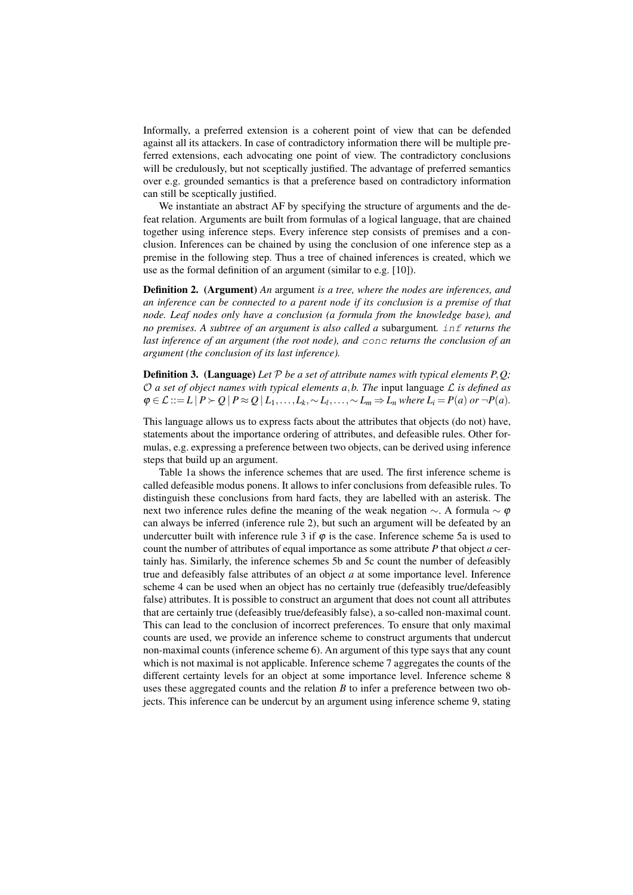Informally, a preferred extension is a coherent point of view that can be defended against all its attackers. In case of contradictory information there will be multiple preferred extensions, each advocating one point of view. The contradictory conclusions will be credulously, but not sceptically justified. The advantage of preferred semantics over e.g. grounded semantics is that a preference based on contradictory information can still be sceptically justified.

We instantiate an abstract AF by specifying the structure of arguments and the defeat relation. Arguments are built from formulas of a logical language, that are chained together using inference steps. Every inference step consists of premises and a conclusion. Inferences can be chained by using the conclusion of one inference step as a premise in the following step. Thus a tree of chained inferences is created, which we use as the formal definition of an argument (similar to e.g. [10]).

**Definition 2. (Argument)** *An* argument *is a tree, where the nodes are inferences, and an inference can be connected to a parent node if its conclusion is a premise of that node. Leaf nodes only have a conclusion (a formula from the knowledge base), and no premises. A subtree of an argument is also called a* subargument*.* `inf` *returns the last inference of an argument (the root node), and* `conc` *returns the conclusion of an argument (the conclusion of its last inference).*

**Definition 3. (Language)** *Let $\mathcal{P}$ be a set of attribute names with typical elements $P, Q$; $\mathcal{O}$ a set of object names with typical elements $a, b$. The* input language *$\mathcal{L}$ is defined as $\varphi \in \mathcal{L} ::= L \mid P \succ Q \mid P \approx Q \mid L_1, \ldots, L_k, \sim L_l, \ldots, \sim L_m \Rightarrow L_n$ where $L_i = P(a)$ or $\neg P(a)$.*

This language allows us to express facts about the attributes that objects (do not) have, statements about the importance ordering of attributes, and defeasible rules. Other formulas, e.g. expressing a preference between two objects, can be derived using inference steps that build up an argument.

Table 1a shows the inference schemes that are used. The first inference scheme is called defeasible modus ponens. It allows to infer conclusions from defeasible rules. To distinguish these conclusions from hard facts, they are labelled with an asterisk. The next two inference rules define the meaning of the weak negation $\sim$. A formula $\sim \varphi$ can always be inferred (inference rule 2), but such an argument will be defeated by an undercutter built with inference rule 3 if $\varphi$ is the case. Inference scheme 5a is used to count the number of attributes of equal importance as some attribute $P$ that object $a$ certainly has. Similarly, the inference schemes 5b and 5c count the number of defeasibly true and defeasibly false attributes of an object $a$ at some importance level. Inference scheme 4 can be used when an object has no certainly true (defeasibly true/defeasibly false) attributes. It is possible to construct an argument that does not count all attributes that are certainly true (defeasibly true/defeasibly false), a so-called non-maximal count. This can lead to the conclusion of incorrect preferences. To ensure that only maximal counts are used, we provide an inference scheme to construct arguments that undercut non-maximal counts (inference scheme 6). An argument of this type says that any count which is not maximal is not applicable. Inference scheme 7 aggregates the counts of the different certainty levels for an object at some importance level. Inference scheme 8 uses these aggregated counts and the relation $B$ to infer a preference between two objects. This inference can be undercut by an argument using inference scheme 9, stating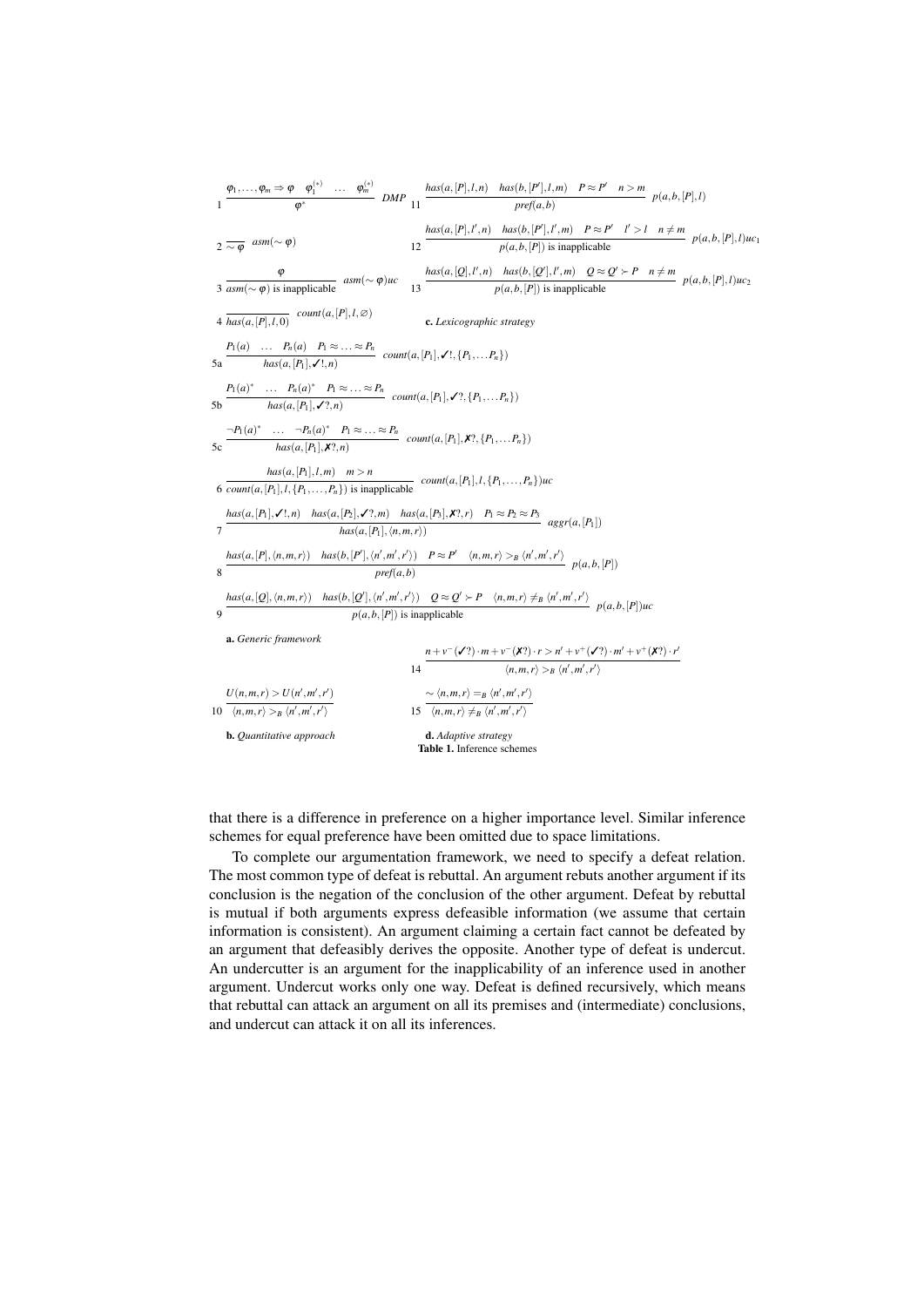$$1\quad \frac{\varphi_1,\ldots,\varphi_m \Rightarrow \varphi \quad \varphi_1^{(*)} \quad \ldots \quad \varphi_m^{(*)}}{\varphi^*}\ DMP$$

$$2\quad \frac{}{\sim\varphi}\ asm(\sim\varphi)$$

$$3\quad \frac{\varphi}{asm(\sim\varphi) \text{ is inapplicable}}\ asm(\sim\varphi)uc$$

$$4\quad \frac{}{has(a,[P],l,0)}\ count(a,[P],l,\varnothing)$$

$$5a\quad \frac{P_1(a) \quad \ldots \quad P_n(a) \quad P_1 \approx \ldots \approx P_n}{has(a,[P_1],✔!,n)}\ count(a,[P_1],✔!,\{P_1,\ldots P_n\})$$

$$5b\quad \frac{P_1(a)^* \quad \ldots \quad P_n(a)^* \quad P_1 \approx \ldots \approx P_n}{has(a,[P_1],✔?,n)}\ count(a,[P_1],✔?,\{P_1,\ldots P_n\})$$

$$5c\quad \frac{\neg P_1(a)^* \quad \ldots \quad \neg P_n(a)^* \quad P_1 \approx \ldots \approx P_n}{has(a,[P_1],✘?,n)}\ count(a,[P_1],✘?,\{P_1,\ldots P_n\})$$

$$6\quad \frac{has(a,[P_1],l,m) \quad m > n}{count(a,[P_1],l,\{P_1,\ldots,P_n\}) \text{ is inapplicable}}\ count(a,[P_1],l,\{P_1,\ldots,P_n\})uc$$

$$7\quad \frac{has(a,[P_1],✔!,n) \quad has(a,[P_2],✔?,m) \quad has(a,[P_3],✘?,r) \quad P_1 \approx P_2 \approx P_3}{has(a,[P_1],\langle n,m,r\rangle)}\ aggr(a,[P_1])$$

$$8\quad \frac{has(a,[P],\langle n,m,r\rangle) \quad has(b,[P'],\langle n',m',r'\rangle) \quad P \approx P' \quad \langle n,m,r\rangle >_B \langle n',m',r'\rangle}{pref(a,b)}\ p(a,b,[P])$$

$$9\quad \frac{has(a,[Q],\langle n,m,r\rangle) \quad has(b,[Q'],\langle n',m',r'\rangle) \quad Q \approx Q' \succ P \quad \langle n,m,r\rangle \neq_B \langle n',m',r'\rangle}{p(a,b,[P]) \text{ is inapplicable}}\ p(a,b,[P])uc$$

**a.** *Generic framework*

$$10\quad \frac{U(n,m,r) > U(n',m',r')}{\langle n,m,r\rangle >_B \langle n',m',r'\rangle}$$

**b.** *Quantitative approach*

$$11\quad \frac{has(a,[P],l,n) \quad has(b,[P'],l,m) \quad P \approx P' \quad n > m}{pref(a,b)}\ p(a,b,[P],l)$$

$$12\quad \frac{has(a,[P],l',n) \quad has(b,[P'],l',m) \quad P \approx P' \quad l' > l \quad n \neq m}{p(a,b,[P]) \text{ is inapplicable}}\ p(a,b,[P],l)uc_1$$

$$13\quad \frac{has(a,[Q],l',n) \quad has(b,[Q'],l',m) \quad Q \approx Q' \succ P \quad n \neq m}{p(a,b,[P]) \text{ is inapplicable}}\ p(a,b,[P],l)uc_2$$

**c.** *Lexicographic strategy*

$$14\quad \frac{n + v^-(✔?)\cdot m + v^-(✘?)\cdot r > n' + v^+(✔?)\cdot m' + v^+(✘?)\cdot r'}{\langle n,m,r\rangle >_B \langle n',m',r'\rangle}$$

$$15\quad \frac{\sim\langle n,m,r\rangle =_B \langle n',m',r'\rangle}{\langle n,m,r\rangle \neq_B \langle n',m',r'\rangle}$$

**d.** *Adaptive strategy*

**Table 1.** Inference schemes

that there is a difference in preference on a higher importance level. Similar inference schemes for equal preference have been omitted due to space limitations.

To complete our argumentation framework, we need to specify a defeat relation. The most common type of defeat is rebuttal. An argument rebuts another argument if its conclusion is the negation of the conclusion of the other argument. Defeat by rebuttal is mutual if both arguments express defeasible information (we assume that certain information is consistent). An argument claiming a certain fact cannot be defeated by an argument that defeasibly derives the opposite. Another type of defeat is undercut. An undercutter is an argument for the inapplicability of an inference used in another argument. Undercut works only one way. Defeat is defined recursively, which means that rebuttal can attack an argument on all its premises and (intermediate) conclusions, and undercut can attack it on all its inferences.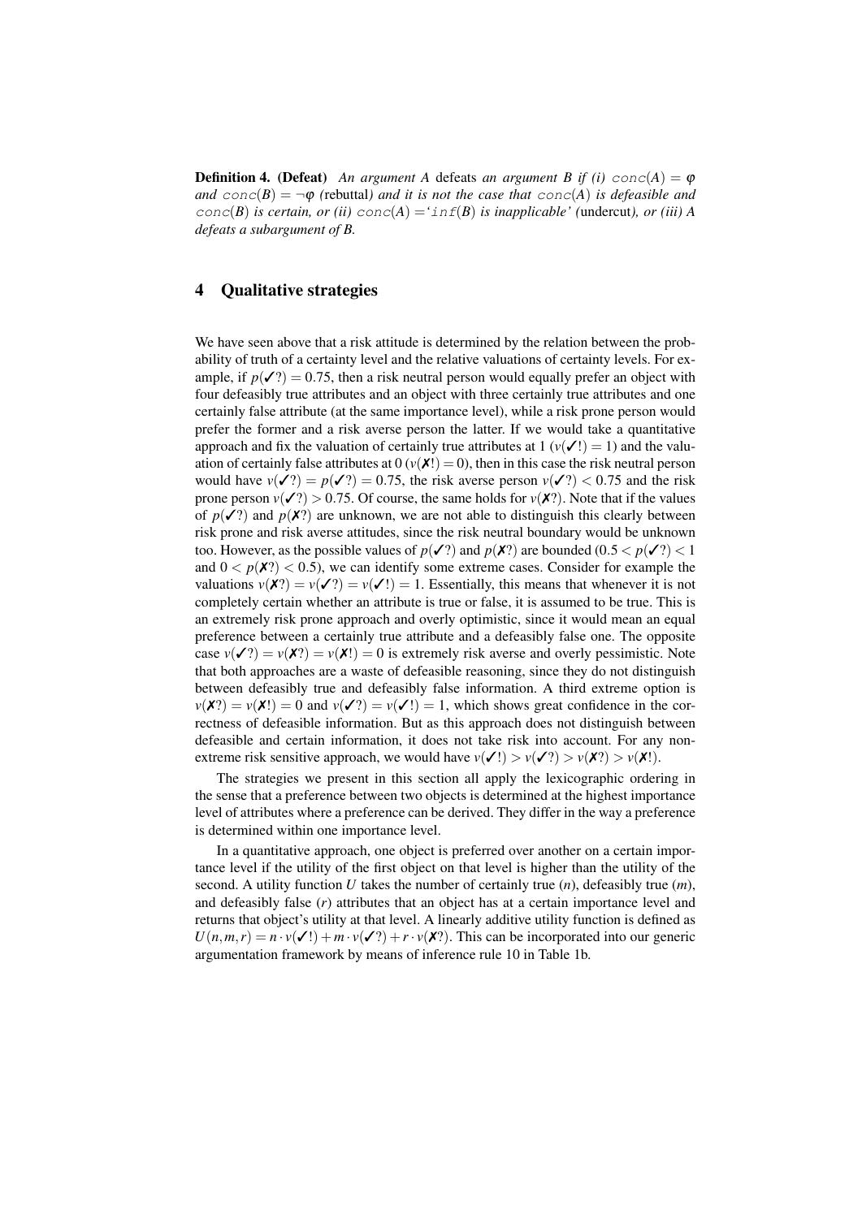**Definition 4. (Defeat)** *An argument A* defeats *an argument B if (i)* $\texttt{conc}(A) = \varphi$ *and* $\texttt{conc}(B) = \neg\varphi$ *(*rebuttal*) and it is not the case that* $\texttt{conc}(A)$ *is defeasible and* $\texttt{conc}(B)$ *is certain, or (ii)* $\texttt{conc}(A) =$ *'*$\texttt{inf}(B)$ *is inapplicable' (*undercut*), or (iii) A defeats a subargument of B.*

## 4 Qualitative strategies

We have seen above that a risk attitude is determined by the relation between the probability of truth of a certainty level and the relative valuations of certainty levels. For example, if $p(\checkmark?) = 0.75$, then a risk neutral person would equally prefer an object with four defeasibly true attributes and an object with three certainly true attributes and one certainly false attribute (at the same importance level), while a risk prone person would prefer the former and a risk averse person the latter. If we would take a quantitative approach and fix the valuation of certainly true attributes at 1 ($v(\checkmark!) = 1$) and the valuation of certainly false attributes at 0 ($v(\text{✗}!) = 0$), then in this case the risk neutral person would have $v(\checkmark?) = p(\checkmark?) = 0.75$, the risk averse person $v(\checkmark?) < 0.75$ and the risk prone person $v(\checkmark?) > 0.75$. Of course, the same holds for $v(\text{✗}?)$. Note that if the values of $p(\checkmark?)$ and $p(\text{✗}?)$ are unknown, we are not able to distinguish this clearly between risk prone and risk averse attitudes, since the risk neutral boundary would be unknown too. However, as the possible values of $p(\checkmark?)$ and $p(\text{✗}?)$ are bounded ($0.5 < p(\checkmark?) < 1$ and $0 < p(\text{✗}?) < 0.5$), we can identify some extreme cases. Consider for example the valuations $v(\text{✗}?) = v(\checkmark?) = v(\checkmark!) = 1$. Essentially, this means that whenever it is not completely certain whether an attribute is true or false, it is assumed to be true. This is an extremely risk prone approach and overly optimistic, since it would mean an equal preference between a certainly true attribute and a defeasibly false one. The opposite case $v(\checkmark?) = v(\text{✗}?) = v(\text{✗}!) = 0$ is extremely risk averse and overly pessimistic. Note that both approaches are a waste of defeasible reasoning, since they do not distinguish between defeasibly true and defeasibly false information. A third extreme option is $v(\text{✗}?) = v(\text{✗}!) = 0$ and $v(\checkmark?) = v(\checkmark!) = 1$, which shows great confidence in the correctness of defeasible information. But as this approach does not distinguish between defeasible and certain information, it does not take risk into account. For any non-extreme risk sensitive approach, we would have $v(\checkmark!) > v(\checkmark?) > v(\text{✗}?) > v(\text{✗}!)$.

The strategies we present in this section all apply the lexicographic ordering in the sense that a preference between two objects is determined at the highest importance level of attributes where a preference can be derived. They differ in the way a preference is determined within one importance level.

In a quantitative approach, one object is preferred over another on a certain importance level if the utility of the first object on that level is higher than the utility of the second. A utility function $U$ takes the number of certainly true ($n$), defeasibly true ($m$), and defeasibly false ($r$) attributes that an object has at a certain importance level and returns that object's utility at that level. A linearly additive utility function is defined as $U(n,m,r) = n \cdot v(\checkmark!) + m \cdot v(\checkmark?) + r \cdot v(\text{✗}?)$. This can be incorporated into our generic argumentation framework by means of inference rule 10 in Table 1b.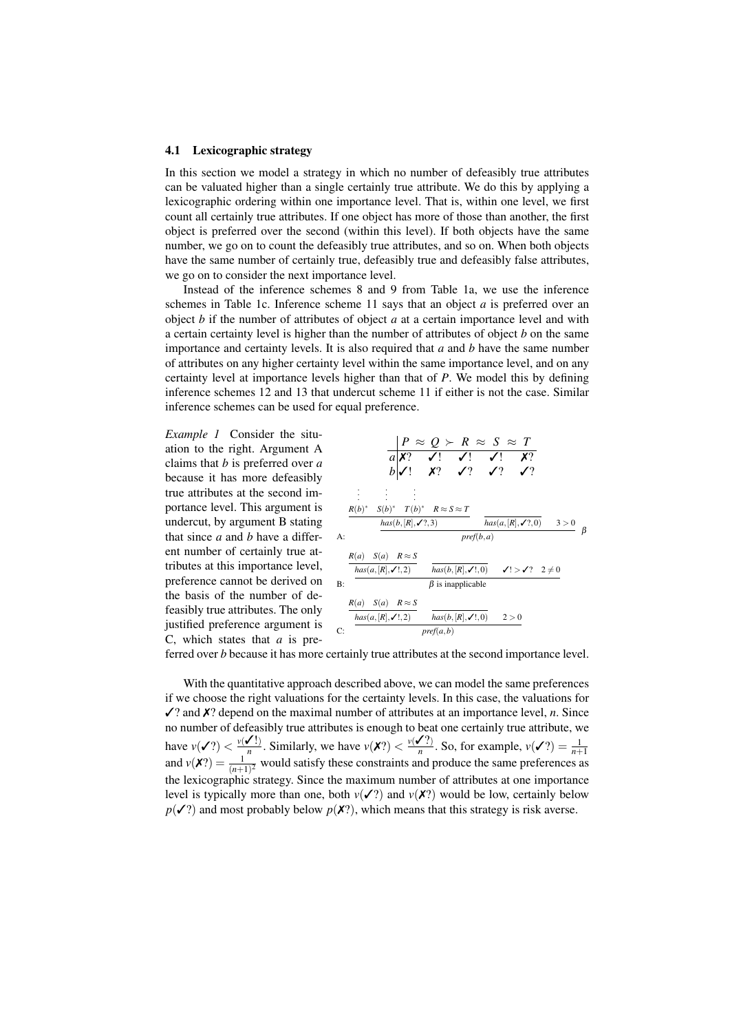### 4.1 Lexicographic strategy

In this section we model a strategy in which no number of defeasibly true attributes can be valuated higher than a single certainly true attribute. We do this by applying a lexicographic ordering within one importance level. That is, within one level, we first count all certainly true attributes. If one object has more of those than another, the first object is preferred over the second (within this level). If both objects have the same number, we go on to count the defeasibly true attributes, and so on. When both objects have the same number of certainly true, defeasibly true and defeasibly false attributes, we go on to consider the next importance level.

Instead of the inference schemes 8 and 9 from Table 1a, we use the inference schemes in Table 1c. Inference scheme 11 says that an object $a$ is preferred over an object $b$ if the number of attributes of object $a$ at a certain importance level and with a certain certainty level is higher than the number of attributes of object $b$ on the same importance and certainty levels. It is also required that $a$ and $b$ have the same number of attributes on any higher certainty level within the same importance level, and on any certainty level at importance levels higher than that of $P$. We model this by defining inference schemes 12 and 13 that undercut scheme 11 if either is not the case. Similar inference schemes can be used for equal preference.

*Example 1* Consider the situation to the right. Argument A claims that $b$ is preferred over $a$ because it has more defeasibly true attributes at the second importance level. This argument is undercut, by argument B stating that since $a$ and $b$ have a different number of certainly true attributes at this importance level, preference cannot be derived on the basis of the number of defeasibly true attributes. The only justified preference argument is C, which states that $a$ is preferred over $b$ because it has more certainly true attributes at the second importance level.

|  | $P$ | $\approx Q$ | $\succ R$ | $\approx S$ | $\approx T$ |
|---|---|---|---|---|---|
| $a$ | ✗? | ✓! | ✓! | ✓! | ✗? |
| $b$ | ✓! | ✗? | ✓? | ✓? | ✓? |

A:
$$\dfrac{\dfrac{R(b)^* \quad S(b)^* \quad T(b)^* \quad R \approx S \approx T}{has(b,[R],✓?,3)} \qquad \overline{has(a,[R],✓?,0)} \qquad 3>0}{pref(b,a)}\ \beta$$

B:
$$\dfrac{\dfrac{R(a) \quad S(a) \quad R \approx S}{has(a,[R],✓!,2)} \qquad \overline{has(b,[R],✓!,0)} \qquad ✓! > ✓? \quad 2 \neq 0}{\beta \text{ is inapplicable}}$$

C:
$$\dfrac{\dfrac{R(a) \quad S(a) \quad R \approx S}{has(a,[R],✓!,2)} \qquad \overline{has(b,[R],✓!,0)} \qquad 2>0}{pref(a,b)}$$

With the quantitative approach described above, we can model the same preferences if we choose the right valuations for the certainty levels. In this case, the valuations for ✓? and ✗? depend on the maximal number of attributes at an importance level, $n$. Since no number of defeasibly true attributes is enough to beat one certainly true attribute, we have $v(✓?) < \frac{v(✓!)}{n}$. Similarly, we have $v(✗?) < \frac{v(✓?)}{n}$. So, for example, $v(✓?) = \frac{1}{n+1}$ and $v(✗?) = \frac{1}{(n+1)^2}$ would satisfy these constraints and produce the same preferences as the lexicographic strategy. Since the maximum number of attributes at one importance level is typically more than one, both $v(✓?)$ and $v(✗?)$ would be low, certainly below $p(✓?)$ and most probably below $p(✗?)$, which means that this strategy is risk averse.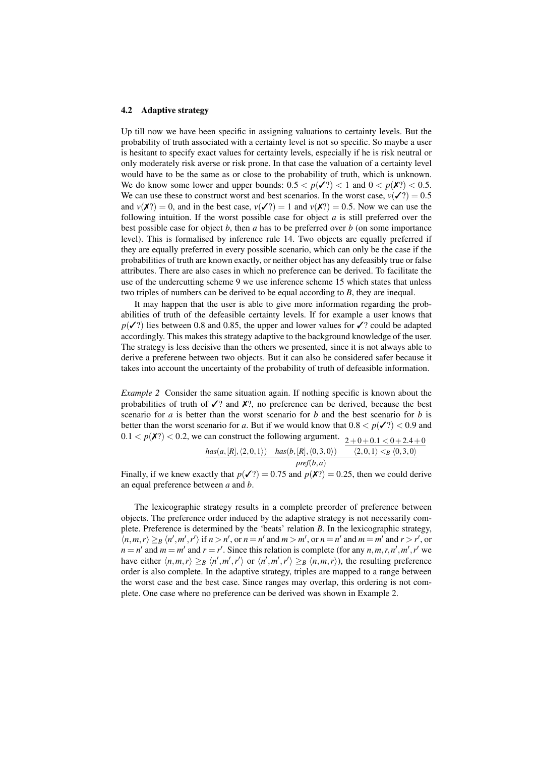### 4.2 Adaptive strategy

Up till now we have been specific in assigning valuations to certainty levels. But the probability of truth associated with a certainty level is not so specific. So maybe a user is hesitant to specify exact values for certainty levels, especially if he is risk neutral or only moderately risk averse or risk prone. In that case the valuation of a certainty level would have to be the same as or close to the probability of truth, which is unknown. We do know some lower and upper bounds: $0.5 < p(✓?) < 1$ and $0 < p(✗?) < 0.5$. We can use these to construct worst and best scenarios. In the worst case, $v(✓?) = 0.5$ and $v(✗?) = 0$, and in the best case, $v(✓?) = 1$ and $v(✗?) = 0.5$. Now we can use the following intuition. If the worst possible case for object $a$ is still preferred over the best possible case for object $b$, then $a$ has to be preferred over $b$ (on some importance level). This is formalised by inference rule 14. Two objects are equally preferred if they are equally preferred in every possible scenario, which can only be the case if the probabilities of truth are known exactly, or neither object has any defeasibly true or false attributes. There are also cases in which no preference can be derived. To facilitate the use of the undercutting scheme 9 we use inference scheme 15 which states that unless two triples of numbers can be derived to be equal according to $B$, they are inequal.

It may happen that the user is able to give more information regarding the probabilities of truth of the defeasible certainty levels. If for example a user knows that $p(✓?)$ lies between 0.8 and 0.85, the upper and lower values for ✓? could be adapted accordingly. This makes this strategy adaptive to the background knowledge of the user. The strategy is less decisive than the others we presented, since it is not always able to derive a preferene between two objects. But it can also be considered safer because it takes into account the uncertainty of the probability of truth of defeasible information.

*Example 2* Consider the same situation again. If nothing specific is known about the probabilities of truth of ✓? and ✗?, no preference can be derived, because the best scenario for $a$ is better than the worst scenario for $b$ and the best scenario for $b$ is better than the worst scenario for $a$. But if we would know that $0.8 < p(✓?) < 0.9$ and $0.1 < p(✗?) < 0.2$, we can construct the following argument.

$$\frac{has(a,[R],\langle 2,0,1\rangle) \quad has(b,[R],\langle 0,3,0\rangle) \quad \dfrac{2+0+0.1 < 0+2.4+0}{\langle 2,0,1\rangle <_B \langle 0,3,0\rangle}}{pref(b,a)}$$

Finally, if we knew exactly that $p(✓?) = 0.75$ and $p(✗?) = 0.25$, then we could derive an equal preference between $a$ and $b$.

The lexicographic strategy results in a complete preorder of preference between objects. The preference order induced by the adaptive strategy is not necessarily complete. Preference is determined by the 'beats' relation $B$. In the lexicographic strategy, $\langle n,m,r\rangle \geq_B \langle n',m',r'\rangle$ if $n > n'$, or $n = n'$ and $m > m'$, or $n = n'$ and $m = m'$ and $r > r'$, or $n = n'$ and $m = m'$ and $r = r'$. Since this relation is complete (for any $n,m,r,n',m',r'$ we have either $\langle n,m,r\rangle \geq_B \langle n',m',r'\rangle$ or $\langle n',m',r'\rangle \geq_B \langle n,m,r\rangle$), the resulting preference order is also complete. In the adaptive strategy, triples are mapped to a range between the worst case and the best case. Since ranges may overlap, this ordering is not complete. One case where no preference can be derived was shown in Example 2.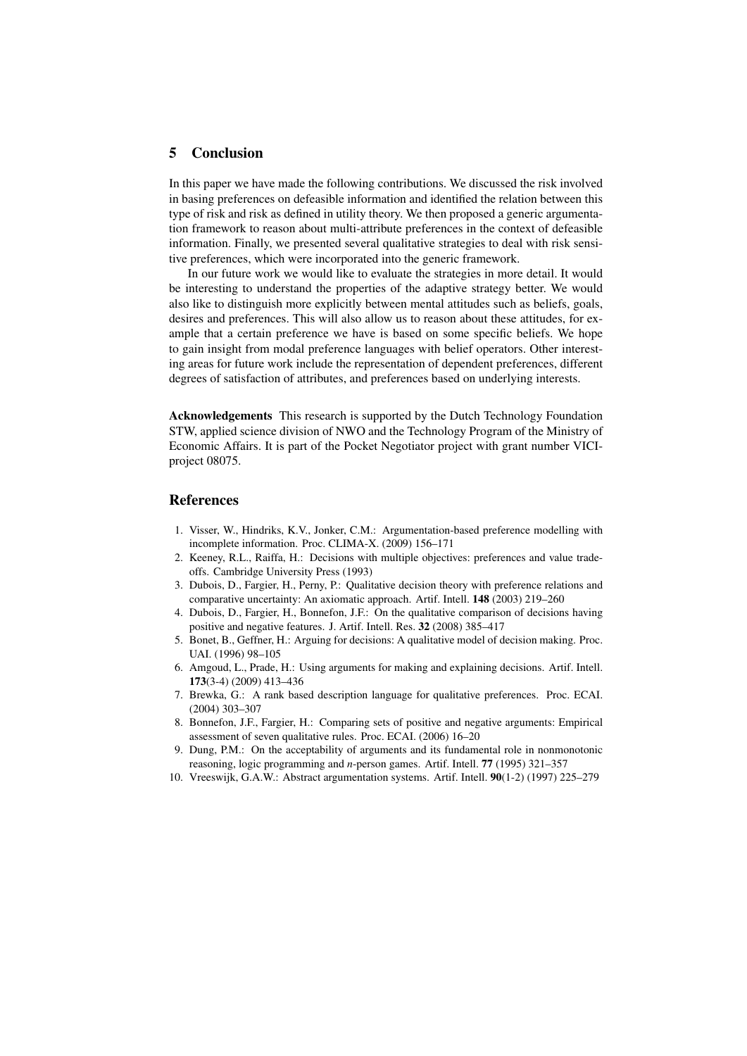## 5 Conclusion

In this paper we have made the following contributions. We discussed the risk involved in basing preferences on defeasible information and identified the relation between this type of risk and risk as defined in utility theory. We then proposed a generic argumentation framework to reason about multi-attribute preferences in the context of defeasible information. Finally, we presented several qualitative strategies to deal with risk sensitive preferences, which were incorporated into the generic framework.

In our future work we would like to evaluate the strategies in more detail. It would be interesting to understand the properties of the adaptive strategy better. We would also like to distinguish more explicitly between mental attitudes such as beliefs, goals, desires and preferences. This will also allow us to reason about these attitudes, for example that a certain preference we have is based on some specific beliefs. We hope to gain insight from modal preference languages with belief operators. Other interesting areas for future work include the representation of dependent preferences, different degrees of satisfaction of attributes, and preferences based on underlying interests.

**Acknowledgements** This research is supported by the Dutch Technology Foundation STW, applied science division of NWO and the Technology Program of the Ministry of Economic Affairs. It is part of the Pocket Negotiator project with grant number VICI-project 08075.

## References

1. Visser, W., Hindriks, K.V., Jonker, C.M.: Argumentation-based preference modelling with incomplete information. Proc. CLIMA-X. (2009) 156–171
2. Keeney, R.L., Raiffa, H.: Decisions with multiple objectives: preferences and value tradeoffs. Cambridge University Press (1993)
3. Dubois, D., Fargier, H., Perny, P.: Qualitative decision theory with preference relations and comparative uncertainty: An axiomatic approach. Artif. Intell. **148** (2003) 219–260
4. Dubois, D., Fargier, H., Bonnefon, J.F.: On the qualitative comparison of decisions having positive and negative features. J. Artif. Intell. Res. **32** (2008) 385–417
5. Bonet, B., Geffner, H.: Arguing for decisions: A qualitative model of decision making. Proc. UAI. (1996) 98–105
6. Amgoud, L., Prade, H.: Using arguments for making and explaining decisions. Artif. Intell. **173**(3-4) (2009) 413–436
7. Brewka, G.: A rank based description language for qualitative preferences. Proc. ECAI. (2004) 303–307
8. Bonnefon, J.F., Fargier, H.: Comparing sets of positive and negative arguments: Empirical assessment of seven qualitative rules. Proc. ECAI. (2006) 16–20
9. Dung, P.M.: On the acceptability of arguments and its fundamental role in nonmonotonic reasoning, logic programming and *n*-person games. Artif. Intell. **77** (1995) 321–357
10. Vreeswijk, G.A.W.: Abstract argumentation systems. Artif. Intell. **90**(1-2) (1997) 225–279